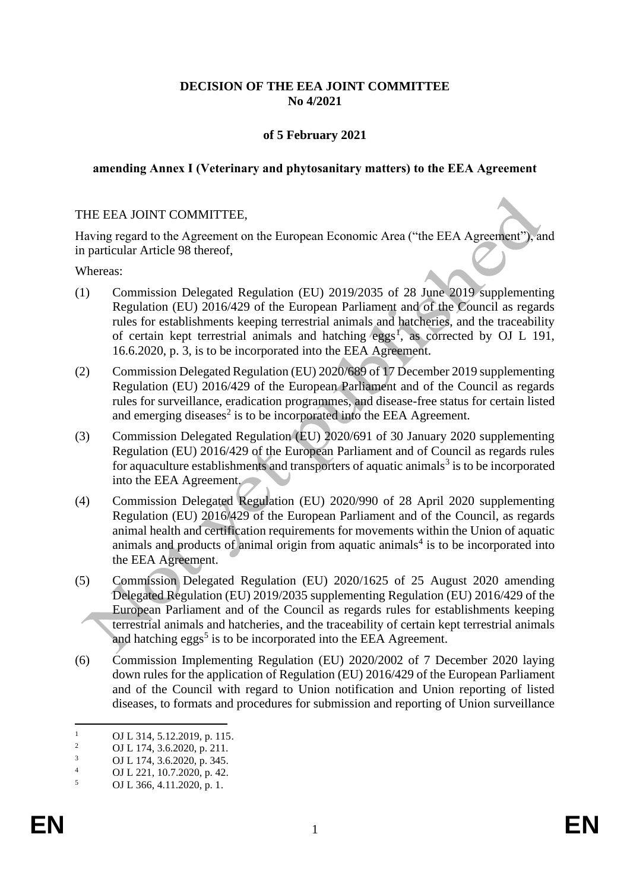**DECISION OF THE EEA JOINT COMMITTEE**
**No 4/2021**

**of 5 February 2021**

**amending Annex I (Veterinary and phytosanitary matters) to the EEA Agreement**

THE EEA JOINT COMMITTEE,

Having regard to the Agreement on the European Economic Area ("the EEA Agreement"), and in particular Article 98 thereof,

Whereas:

(1) Commission Delegated Regulation (EU) 2019/2035 of 28 June 2019 supplementing Regulation (EU) 2016/429 of the European Parliament and of the Council as regards rules for establishments keeping terrestrial animals and hatcheries, and the traceability of certain kept terrestrial animals and hatching eggs[1], as corrected by OJ L 191, 16.6.2020, p. 3, is to be incorporated into the EEA Agreement.

(2) Commission Delegated Regulation (EU) 2020/689 of 17 December 2019 supplementing Regulation (EU) 2016/429 of the European Parliament and of the Council as regards rules for surveillance, eradication programmes, and disease-free status for certain listed and emerging diseases[2] is to be incorporated into the EEA Agreement.

(3) Commission Delegated Regulation (EU) 2020/691 of 30 January 2020 supplementing Regulation (EU) 2016/429 of the European Parliament and of Council as regards rules for aquaculture establishments and transporters of aquatic animals[3] is to be incorporated into the EEA Agreement.

(4) Commission Delegated Regulation (EU) 2020/990 of 28 April 2020 supplementing Regulation (EU) 2016/429 of the European Parliament and of the Council, as regards animal health and certification requirements for movements within the Union of aquatic animals and products of animal origin from aquatic animals[4] is to be incorporated into the EEA Agreement.

(5) Commission Delegated Regulation (EU) 2020/1625 of 25 August 2020 amending Delegated Regulation (EU) 2019/2035 supplementing Regulation (EU) 2016/429 of the European Parliament and of the Council as regards rules for establishments keeping terrestrial animals and hatcheries, and the traceability of certain kept terrestrial animals and hatching eggs[5] is to be incorporated into the EEA Agreement.

(6) Commission Implementing Regulation (EU) 2020/2002 of 7 December 2020 laying down rules for the application of Regulation (EU) 2016/429 of the European Parliament and of the Council with regard to Union notification and Union reporting of listed diseases, to formats and procedures for submission and reporting of Union surveillance

---

[1] OJ L 314, 5.12.2019, p. 115.
[2] OJ L 174, 3.6.2020, p. 211.
[3] OJ L 174, 3.6.2020, p. 345.
[4] OJ L 221, 10.7.2020, p. 42.
[5] OJ L 366, 4.11.2020, p. 1.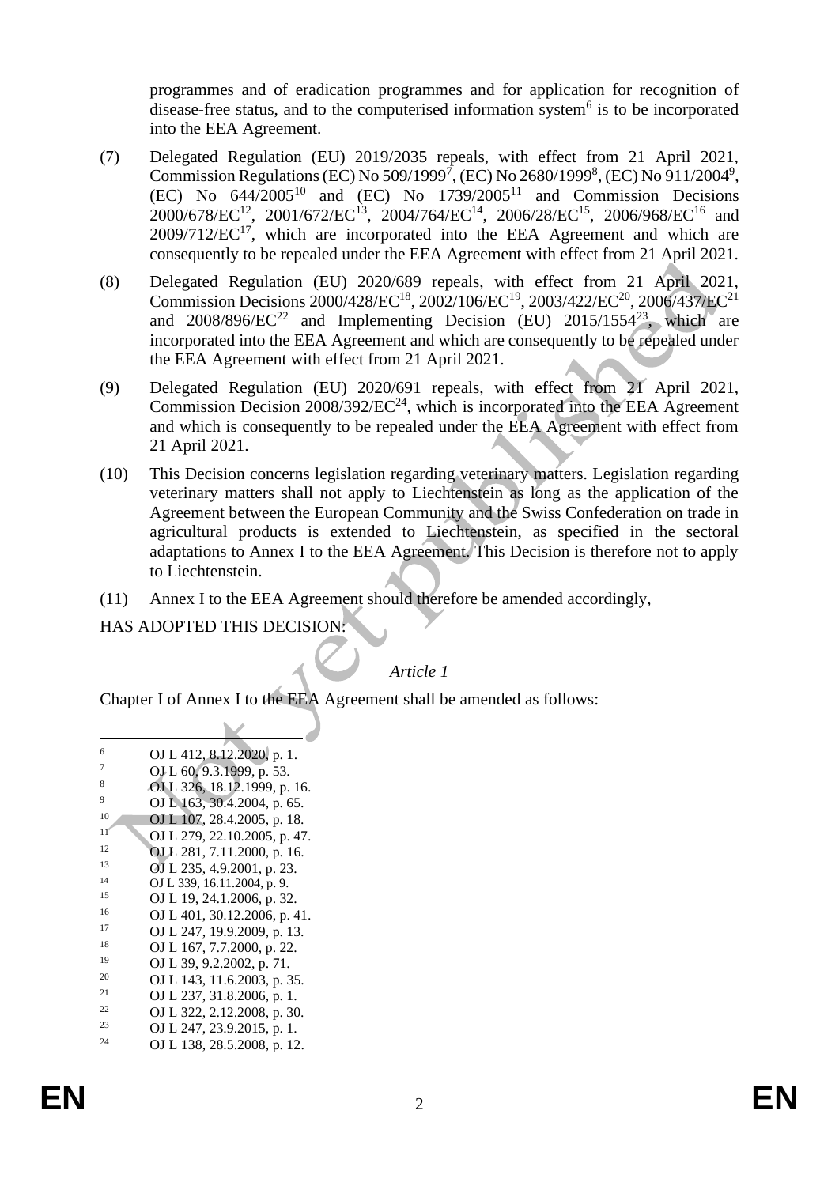programmes and of eradication programmes and for application for recognition of disease-free status, and to the computerised information system[6] is to be incorporated into the EEA Agreement.

(7) Delegated Regulation (EU) 2019/2035 repeals, with effect from 21 April 2021, Commission Regulations (EC) No 509/1999[7], (EC) No 2680/1999[8], (EC) No 911/2004[9], (EC) No 644/2005[10] and (EC) No 1739/2005[11] and Commission Decisions 2000/678/EC[12], 2001/672/EC[13], 2004/764/EC[14], 2006/28/EC[15], 2006/968/EC[16] and 2009/712/EC[17], which are incorporated into the EEA Agreement and which are consequently to be repealed under the EEA Agreement with effect from 21 April 2021.

(8) Delegated Regulation (EU) 2020/689 repeals, with effect from 21 April 2021, Commission Decisions 2000/428/EC[18], 2002/106/EC[19], 2003/422/EC[20], 2006/437/EC[21] and 2008/896/EC[22] and Implementing Decision (EU) 2015/1554[23], which are incorporated into the EEA Agreement and which are consequently to be repealed under the EEA Agreement with effect from 21 April 2021.

(9) Delegated Regulation (EU) 2020/691 repeals, with effect from 21 April 2021, Commission Decision 2008/392/EC[24], which is incorporated into the EEA Agreement and which is consequently to be repealed under the EEA Agreement with effect from 21 April 2021.

(10) This Decision concerns legislation regarding veterinary matters. Legislation regarding veterinary matters shall not apply to Liechtenstein as long as the application of the Agreement between the European Community and the Swiss Confederation on trade in agricultural products is extended to Liechtenstein, as specified in the sectoral adaptations to Annex I to the EEA Agreement. This Decision is therefore not to apply to Liechtenstein.

(11) Annex I to the EEA Agreement should therefore be amended accordingly,

HAS ADOPTED THIS DECISION:

*Article 1*

Chapter I of Annex I to the EEA Agreement shall be amended as follows:

---

[6] OJ L 412, 8.12.2020, p. 1.
[7] OJ L 60, 9.3.1999, p. 53.
[8] OJ L 326, 18.12.1999, p. 16.
[9] OJ L 163, 30.4.2004, p. 65.
[10] OJ L 107, 28.4.2005, p. 18.
[11] OJ L 279, 22.10.2005, p. 47.
[12] OJ L 281, 7.11.2000, p. 16.
[13] OJ L 235, 4.9.2001, p. 23.
[14] OJ L 339, 16.11.2004, p. 9.
[15] OJ L 19, 24.1.2006, p. 32.
[16] OJ L 401, 30.12.2006, p. 41.
[17] OJ L 247, 19.9.2009, p. 13.
[18] OJ L 167, 7.7.2000, p. 22.
[19] OJ L 39, 9.2.2002, p. 71.
[20] OJ L 143, 11.6.2003, p. 35.
[21] OJ L 237, 31.8.2006, p. 1.
[22] OJ L 322, 2.12.2008, p. 30.
[23] OJ L 247, 23.9.2015, p. 1.
[24] OJ L 138, 28.5.2008, p. 12.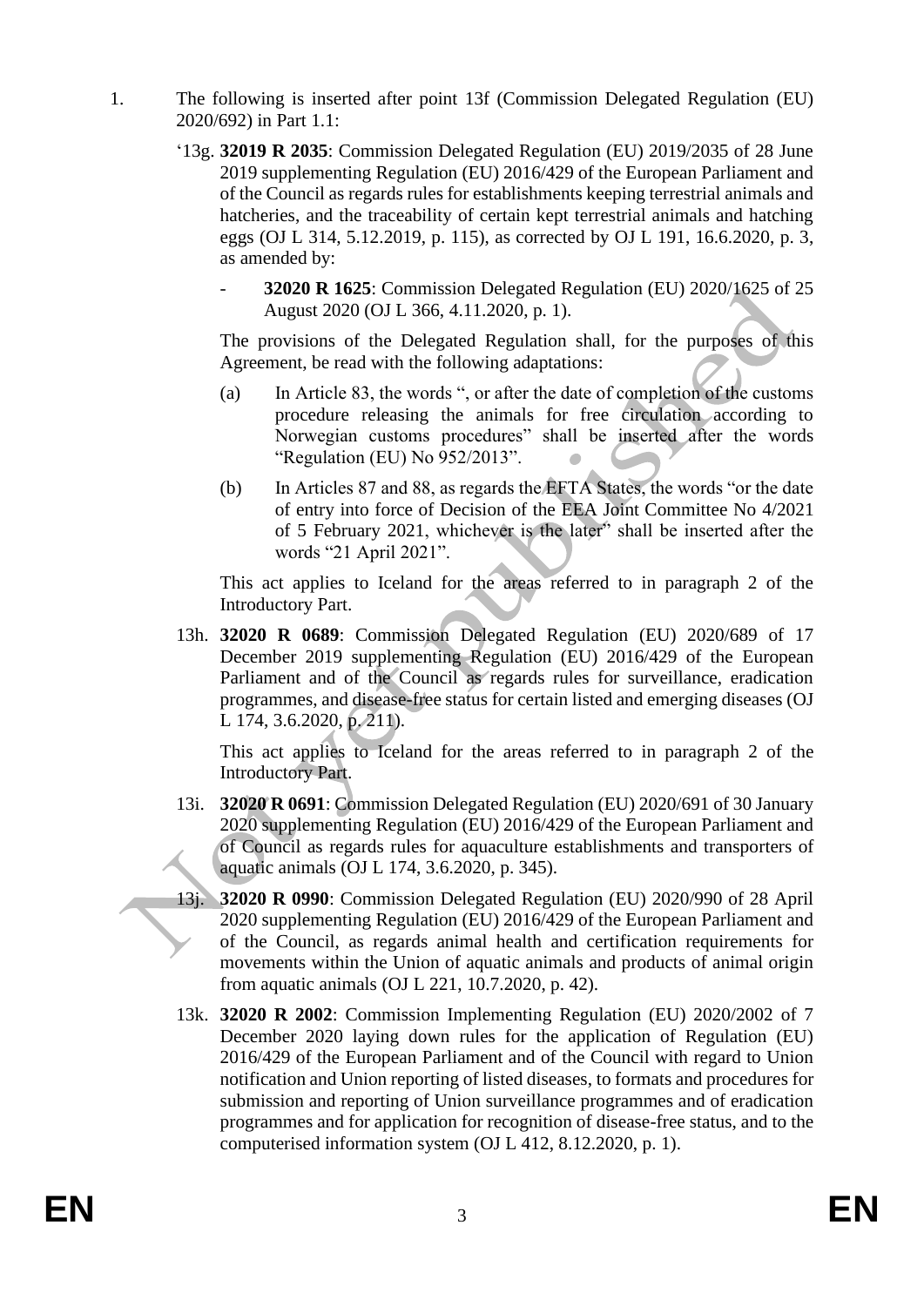1. The following is inserted after point 13f (Commission Delegated Regulation (EU) 2020/692) in Part 1.1:

   '13g. **32019 R 2035**: Commission Delegated Regulation (EU) 2019/2035 of 28 June 2019 supplementing Regulation (EU) 2016/429 of the European Parliament and of the Council as regards rules for establishments keeping terrestrial animals and hatcheries, and the traceability of certain kept terrestrial animals and hatching eggs (OJ L 314, 5.12.2019, p. 115), as corrected by OJ L 191, 16.6.2020, p. 3, as amended by:

   - **32020 R 1625**: Commission Delegated Regulation (EU) 2020/1625 of 25 August 2020 (OJ L 366, 4.11.2020, p. 1).

   The provisions of the Delegated Regulation shall, for the purposes of this Agreement, be read with the following adaptations:

   (a) In Article 83, the words ", or after the date of completion of the customs procedure releasing the animals for free circulation according to Norwegian customs procedures" shall be inserted after the words "Regulation (EU) No 952/2013".

   (b) In Articles 87 and 88, as regards the EFTA States, the words "or the date of entry into force of Decision of the EEA Joint Committee No 4/2021 of 5 February 2021, whichever is the later" shall be inserted after the words "21 April 2021".

   This act applies to Iceland for the areas referred to in paragraph 2 of the Introductory Part.

   13h. **32020 R 0689**: Commission Delegated Regulation (EU) 2020/689 of 17 December 2019 supplementing Regulation (EU) 2016/429 of the European Parliament and of the Council as regards rules for surveillance, eradication programmes, and disease-free status for certain listed and emerging diseases (OJ L 174, 3.6.2020, p. 211).

   This act applies to Iceland for the areas referred to in paragraph 2 of the Introductory Part.

   13i. **32020 R 0691**: Commission Delegated Regulation (EU) 2020/691 of 30 January 2020 supplementing Regulation (EU) 2016/429 of the European Parliament and of Council as regards rules for aquaculture establishments and transporters of aquatic animals (OJ L 174, 3.6.2020, p. 345).

   13j. **32020 R 0990**: Commission Delegated Regulation (EU) 2020/990 of 28 April 2020 supplementing Regulation (EU) 2016/429 of the European Parliament and of the Council, as regards animal health and certification requirements for movements within the Union of aquatic animals and products of animal origin from aquatic animals (OJ L 221, 10.7.2020, p. 42).

   13k. **32020 R 2002**: Commission Implementing Regulation (EU) 2020/2002 of 7 December 2020 laying down rules for the application of Regulation (EU) 2016/429 of the European Parliament and of the Council with regard to Union notification and Union reporting of listed diseases, to formats and procedures for submission and reporting of Union surveillance programmes and of eradication programmes and for application for recognition of disease-free status, and to the computerised information system (OJ L 412, 8.12.2020, p. 1).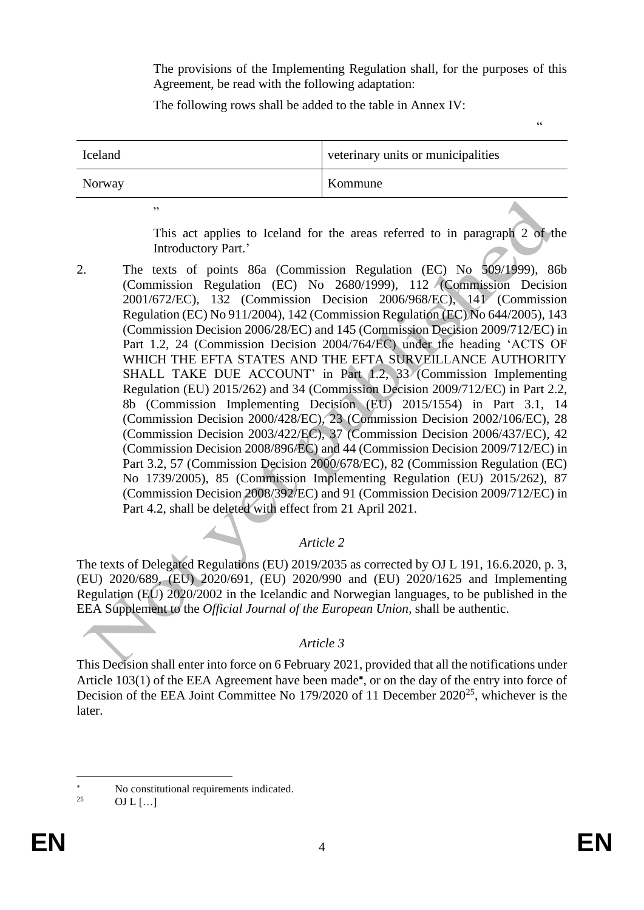The provisions of the Implementing Regulation shall, for the purposes of this Agreement, be read with the following adaptation:

The following rows shall be added to the table in Annex IV:

"

| Iceland | veterinary units or municipalities |
| --- | --- |
| Norway | Kommune |

"

This act applies to Iceland for the areas referred to in paragraph 2 of the Introductory Part.'

2. The texts of points 86a (Commission Regulation (EC) No 509/1999), 86b (Commission Regulation (EC) No 2680/1999), 112 (Commission Decision 2001/672/EC), 132 (Commission Decision 2006/968/EC), 141 (Commission Regulation (EC) No 911/2004), 142 (Commission Regulation (EC) No 644/2005), 143 (Commission Decision 2006/28/EC) and 145 (Commission Decision 2009/712/EC) in Part 1.2, 24 (Commission Decision 2004/764/EC) under the heading 'ACTS OF WHICH THE EFTA STATES AND THE EFTA SURVEILLANCE AUTHORITY SHALL TAKE DUE ACCOUNT' in Part 1.2, 33 (Commission Implementing Regulation (EU) 2015/262) and 34 (Commission Decision 2009/712/EC) in Part 2.2, 8b (Commission Implementing Decision (EU) 2015/1554) in Part 3.1, 14 (Commission Decision 2000/428/EC), 23 (Commission Decision 2002/106/EC), 28 (Commission Decision 2003/422/EC), 37 (Commission Decision 2006/437/EC), 42 (Commission Decision 2008/896/EC) and 44 (Commission Decision 2009/712/EC) in Part 3.2, 57 (Commission Decision 2000/678/EC), 82 (Commission Regulation (EC) No 1739/2005), 85 (Commission Implementing Regulation (EU) 2015/262), 87 (Commission Decision 2008/392/EC) and 91 (Commission Decision 2009/712/EC) in Part 4.2, shall be deleted with effect from 21 April 2021.

*Article 2*

The texts of Delegated Regulations (EU) 2019/2035 as corrected by OJ L 191, 16.6.2020, p. 3, (EU) 2020/689, (EU) 2020/691, (EU) 2020/990 and (EU) 2020/1625 and Implementing Regulation (EU) 2020/2002 in the Icelandic and Norwegian languages, to be published in the EEA Supplement to the *Official Journal of the European Union*, shall be authentic.

*Article 3*

This Decision shall enter into force on 6 February 2021, provided that all the notifications under Article 103(1) of the EEA Agreement have been made[*], or on the day of the entry into force of Decision of the EEA Joint Committee No 179/2020 of 11 December 2020[25], whichever is the later.

[*] No constitutional requirements indicated.

[25] OJ L […]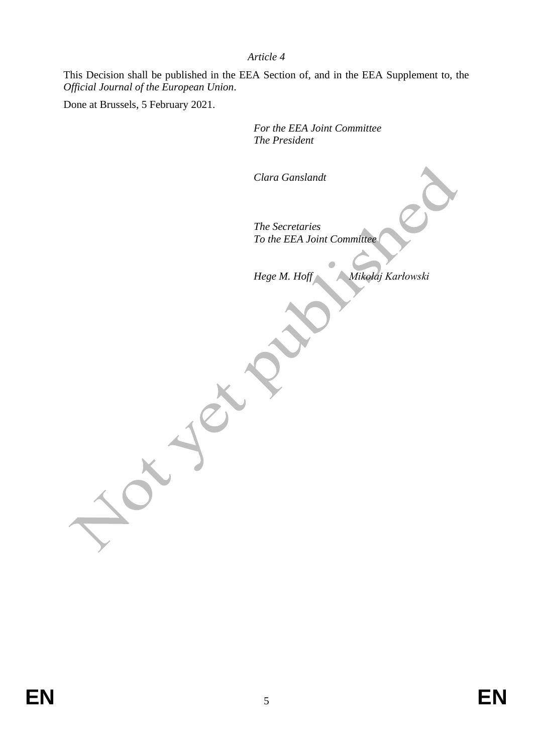*Article 4*

This Decision shall be published in the EEA Section of, and in the EEA Supplement to, the *Official Journal of the European Union*.

Done at Brussels, 5 February 2021.

*For the EEA Joint Committee*
*The President*

*Clara Ganslandt*

*The Secretaries*
*To the EEA Joint Committee*

*Hege M. Hoff* *Mikołaj Karłowski*